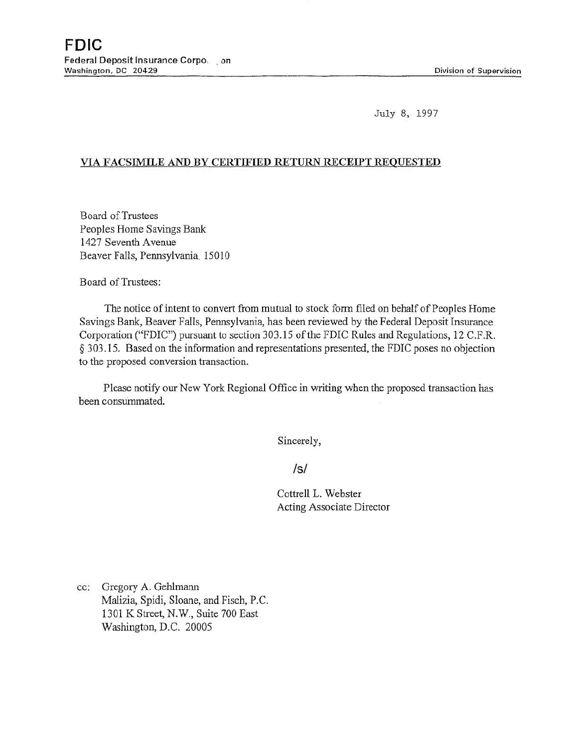# FDIC

Federal Deposit Insurance Corporation
Washington, DC 20429

Division of Supervision

July 8, 1997

**VIA FACSIMILE AND BY CERTIFIED RETURN RECEIPT REQUESTED**

Board of Trustees
Peoples Home Savings Bank
1427 Seventh Avenue
Beaver Falls, Pennsylvania 15010

Board of Trustees:

The notice of intent to convert from mutual to stock form filed on behalf of Peoples Home Savings Bank, Beaver Falls, Pennsylvania, has been reviewed by the Federal Deposit Insurance Corporation ("FDIC") pursuant to section 303.15 of the FDIC Rules and Regulations, 12 C.F.R. § 303.15. Based on the information and representations presented, the FDIC poses no objection to the proposed conversion transaction.

Please notify our New York Regional Office in writing when the proposed transaction has been consummated.

Sincerely,

/s/

Cottrell L. Webster
Acting Associate Director

cc: Gregory A. Gehlmann
Malizia, Spidi, Sloane, and Fisch, P.C.
1301 K Street, N.W., Suite 700 East
Washington, D.C. 20005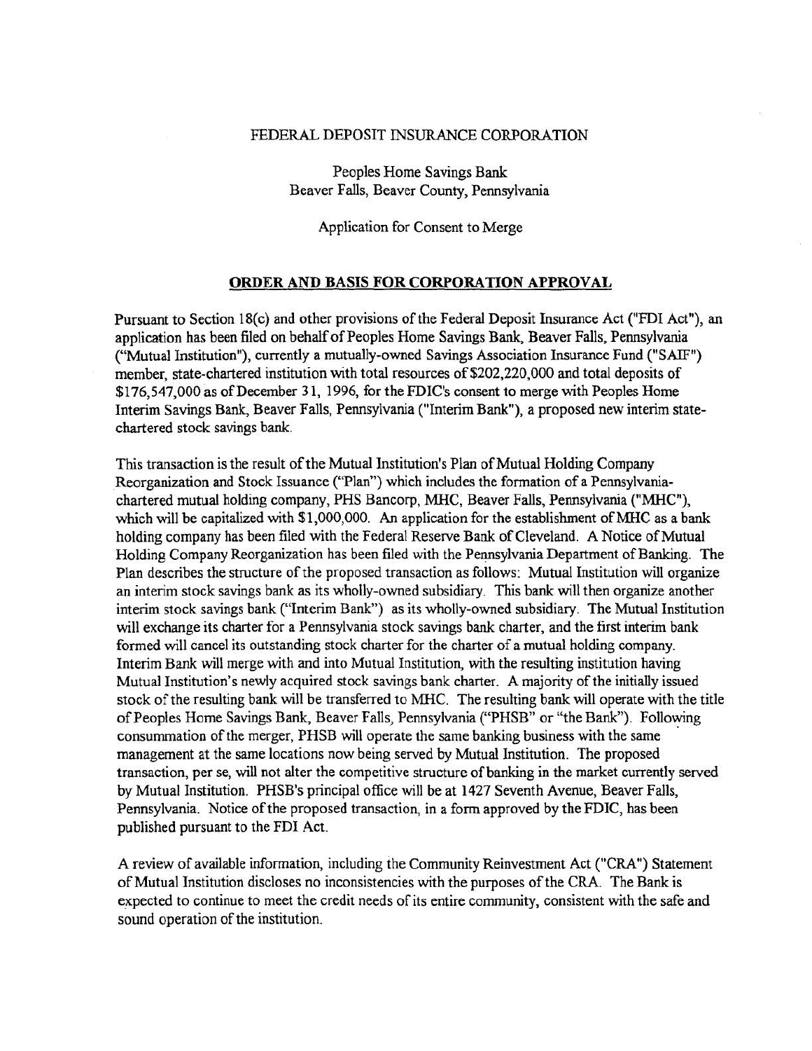FEDERAL DEPOSIT INSURANCE CORPORATION

Peoples Home Savings Bank
Beaver Falls, Beaver County, Pennsylvania

Application for Consent to Merge

## ORDER AND BASIS FOR CORPORATION APPROVAL

Pursuant to Section 18(c) and other provisions of the Federal Deposit Insurance Act ("FDI Act"), an application has been filed on behalf of Peoples Home Savings Bank, Beaver Falls, Pennsylvania ("Mutual Institution"), currently a mutually-owned Savings Association Insurance Fund ("SAIF") member, state-chartered institution with total resources of $202,220,000 and total deposits of $176,547,000 as of December 31, 1996, for the FDIC's consent to merge with Peoples Home Interim Savings Bank, Beaver Falls, Pennsylvania ("Interim Bank"), a proposed new interim state-chartered stock savings bank.

This transaction is the result of the Mutual Institution's Plan of Mutual Holding Company Reorganization and Stock Issuance ("Plan") which includes the formation of a Pennsylvania-chartered mutual holding company, PHS Bancorp, MHC, Beaver Falls, Pennsylvania ("MHC"), which will be capitalized with $1,000,000. An application for the establishment of MHC as a bank holding company has been filed with the Federal Reserve Bank of Cleveland. A Notice of Mutual Holding Company Reorganization has been filed with the Pennsylvania Department of Banking. The Plan describes the structure of the proposed transaction as follows: Mutual Institution will organize an interim stock savings bank as its wholly-owned subsidiary. This bank will then organize another interim stock savings bank ("Interim Bank") as its wholly-owned subsidiary. The Mutual Institution will exchange its charter for a Pennsylvania stock savings bank charter, and the first interim bank formed will cancel its outstanding stock charter for the charter of a mutual holding company. Interim Bank will merge with and into Mutual Institution, with the resulting institution having Mutual Institution's newly acquired stock savings bank charter. A majority of the initially issued stock of the resulting bank will be transferred to MHC. The resulting bank will operate with the title of Peoples Home Savings Bank, Beaver Falls, Pennsylvania ("PHSB" or "the Bank"). Following consummation of the merger, PHSB will operate the same banking business with the same management at the same locations now being served by Mutual Institution. The proposed transaction, per se, will not alter the competitive structure of banking in the market currently served by Mutual Institution. PHSB's principal office will be at 1427 Seventh Avenue, Beaver Falls, Pennsylvania. Notice of the proposed transaction, in a form approved by the FDIC, has been published pursuant to the FDI Act.

A review of available information, including the Community Reinvestment Act ("CRA") Statement of Mutual Institution discloses no inconsistencies with the purposes of the CRA. The Bank is expected to continue to meet the credit needs of its entire community, consistent with the safe and sound operation of the institution.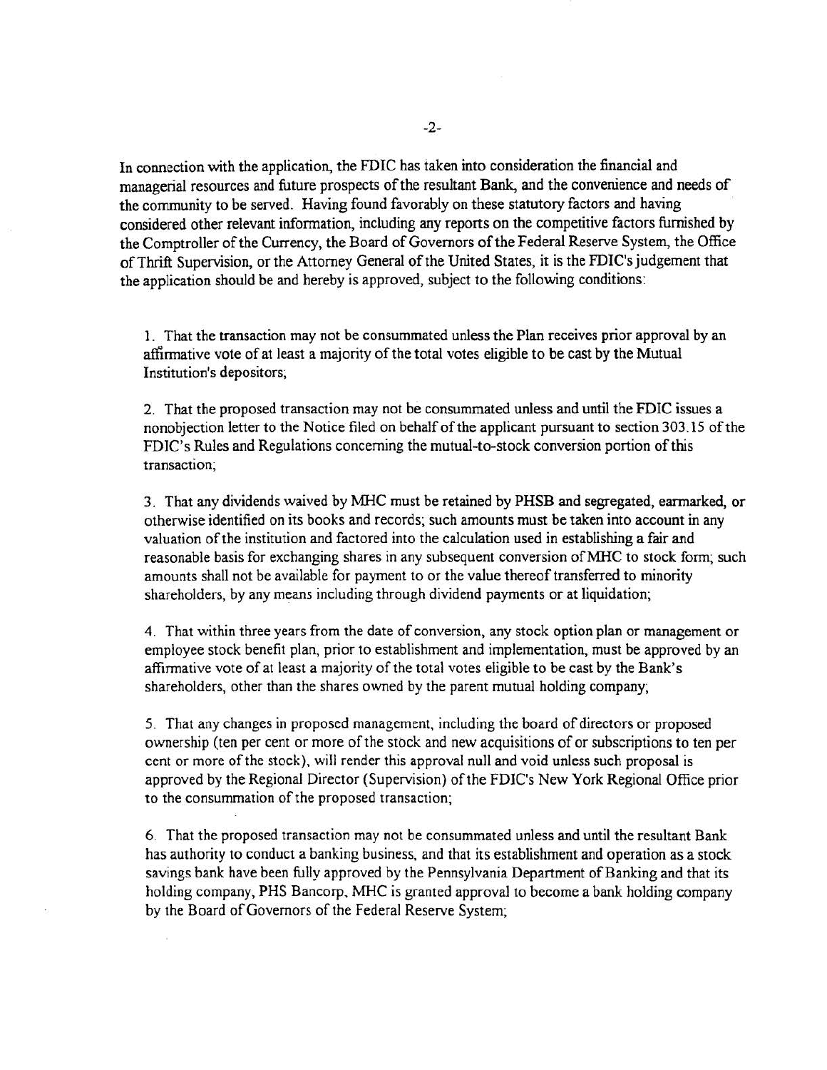In connection with the application, the FDIC has taken into consideration the financial and managerial resources and future prospects of the resultant Bank, and the convenience and needs of the community to be served. Having found favorably on these statutory factors and having considered other relevant information, including any reports on the competitive factors furnished by the Comptroller of the Currency, the Board of Governors of the Federal Reserve System, the Office of Thrift Supervision, or the Attorney General of the United States, it is the FDIC's judgement that the application should be and hereby is approved, subject to the following conditions:

1. That the transaction may not be consummated unless the Plan receives prior approval by an affirmative vote of at least a majority of the total votes eligible to be cast by the Mutual Institution's depositors;

2. That the proposed transaction may not be consummated unless and until the FDIC issues a nonobjection letter to the Notice filed on behalf of the applicant pursuant to section 303.15 of the FDIC's Rules and Regulations concerning the mutual-to-stock conversion portion of this transaction;

3. That any dividends waived by MHC must be retained by PHSB and segregated, earmarked, or otherwise identified on its books and records; such amounts must be taken into account in any valuation of the institution and factored into the calculation used in establishing a fair and reasonable basis for exchanging shares in any subsequent conversion of MHC to stock form; such amounts shall not be available for payment to or the value thereof transferred to minority shareholders, by any means including through dividend payments or at liquidation;

4. That within three years from the date of conversion, any stock option plan or management or employee stock benefit plan, prior to establishment and implementation, must be approved by an affirmative vote of at least a majority of the total votes eligible to be cast by the Bank's shareholders, other than the shares owned by the parent mutual holding company;

5. That any changes in proposed management, including the board of directors or proposed ownership (ten per cent or more of the stock and new acquisitions of or subscriptions to ten per cent or more of the stock), will render this approval null and void unless such proposal is approved by the Regional Director (Supervision) of the FDIC's New York Regional Office prior to the consummation of the proposed transaction;

6. That the proposed transaction may not be consummated unless and until the resultant Bank has authority to conduct a banking business, and that its establishment and operation as a stock savings bank have been fully approved by the Pennsylvania Department of Banking and that its holding company, PHS Bancorp, MHC is granted approval to become a bank holding company by the Board of Governors of the Federal Reserve System;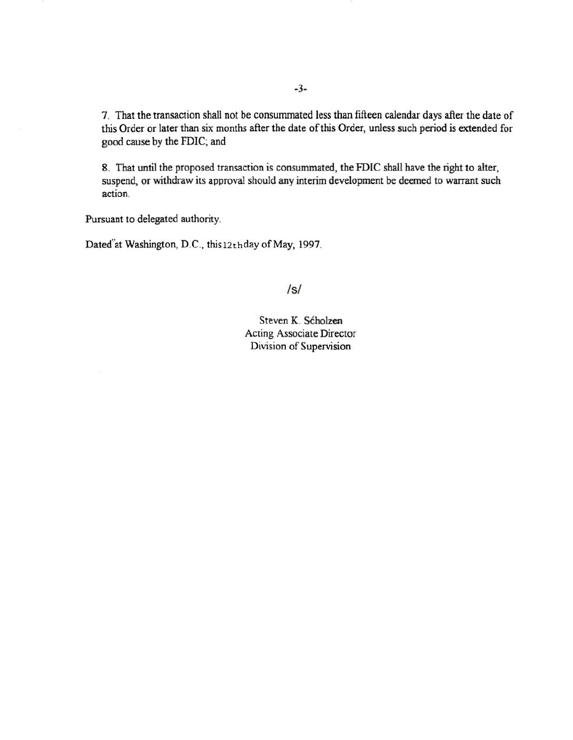7. That the transaction shall not be consummated less than fifteen calendar days after the date of this Order or later than six months after the date of this Order, unless such period is extended for good cause by the FDIC; and

8. That until the proposed transaction is consummated, the FDIC shall have the right to alter, suspend, or withdraw its approval should any interim development be deemed to warrant such action.

Pursuant to delegated authority.

Dated at Washington, D.C., this 12th day of May, 1997.

/s/

Steven K. Scholzen
Acting Associate Director
Division of Supervision